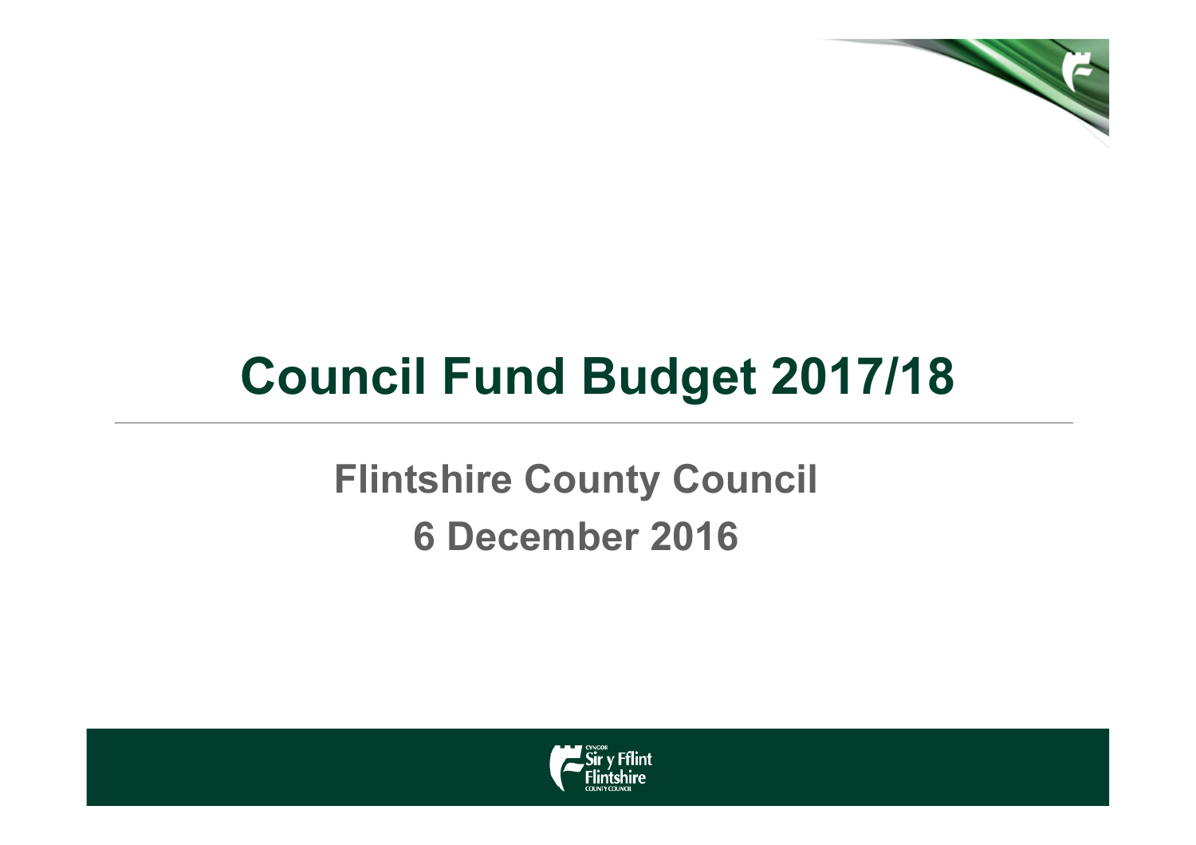# Council Fund Budget 2017/18

## Flintshire County Council

## 6 December 2016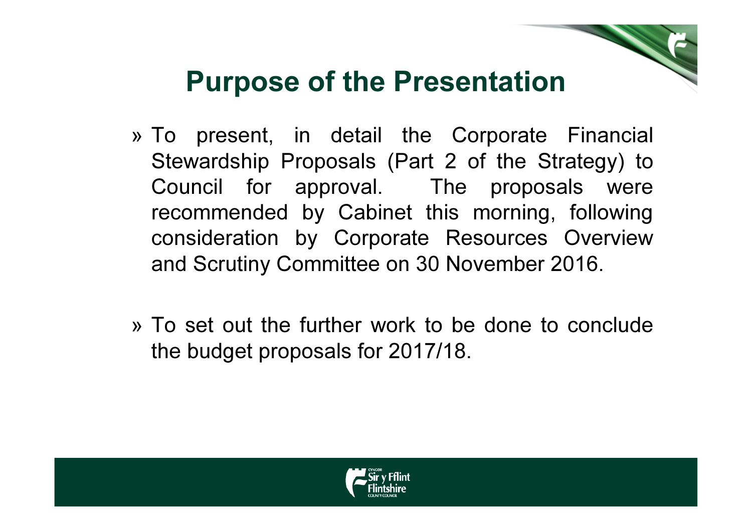# Purpose of the Presentation

- To present, in detail the Corporate Financial Stewardship Proposals (Part 2 of the Strategy) to Council for approval. The proposals were recommended by Cabinet this morning, following consideration by Corporate Resources Overview and Scrutiny Committee on 30 November 2016.
- To set out the further work to be done to conclude the budget proposals for 2017/18.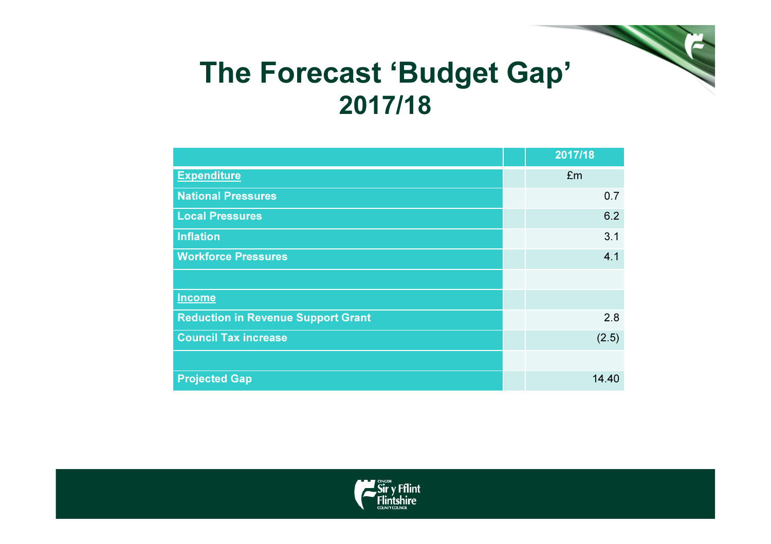# The Forecast 'Budget Gap' 2017/18

| | | 2017/18 |
|---|---|---|
| **Expenditure** | | £m |
| **National Pressures** | | 0.7 |
| **Local Pressures** | | 6.2 |
| **Inflation** | | 3.1 |
| **Workforce Pressures** | | 4.1 |
| | | |
| **Income** | | |
| **Reduction in Revenue Support Grant** | | 2.8 |
| **Council Tax increase** | | (2.5) |
| | | |
| **Projected Gap** | | 14.40 |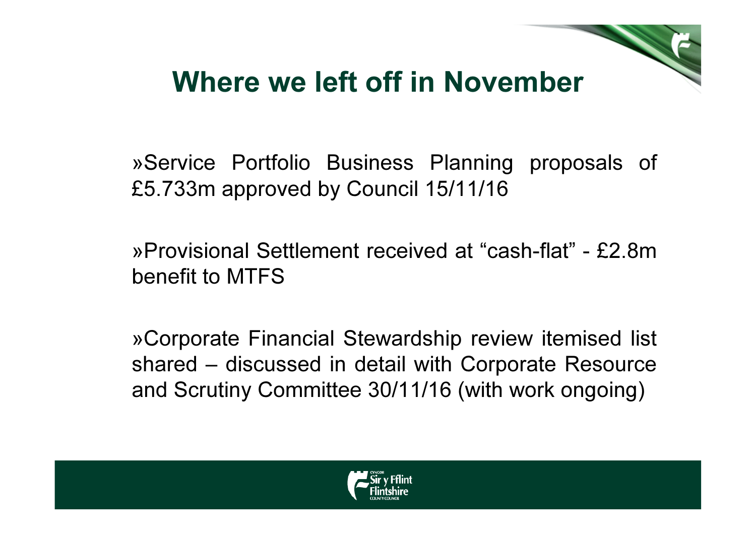# Where we left off in November

»Service Portfolio Business Planning proposals of £5.733m approved by Council 15/11/16

»Provisional Settlement received at "cash-flat" - £2.8m benefit to MTFS

»Corporate Financial Stewardship review itemised list shared – discussed in detail with Corporate Resource and Scrutiny Committee 30/11/16 (with work ongoing)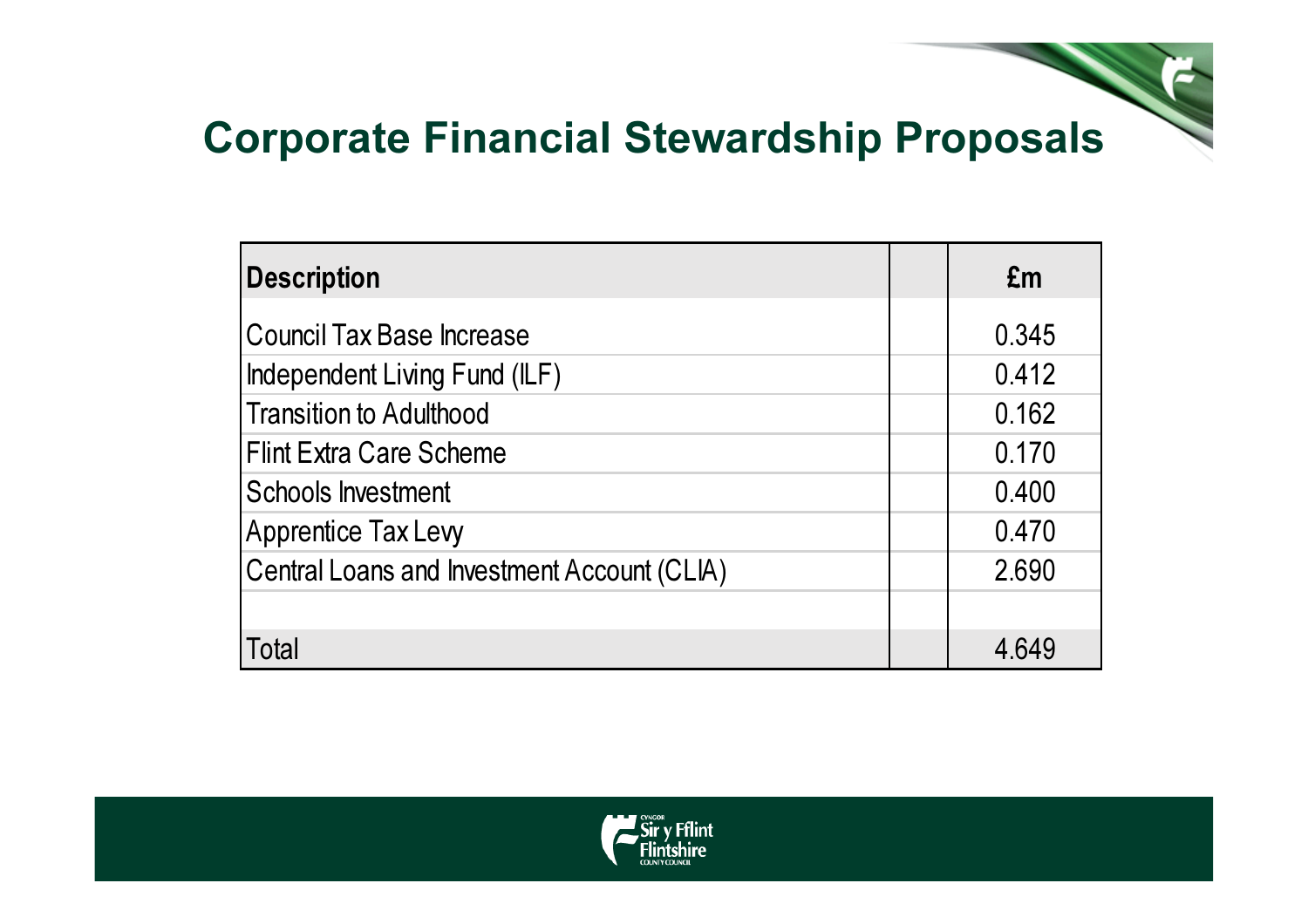# Corporate Financial Stewardship Proposals

| Description | | £m |
|---|---|---|
| Council Tax Base Increase | | 0.345 |
| Independent Living Fund (ILF) | | 0.412 |
| Transition to Adulthood | | 0.162 |
| Flint Extra Care Scheme | | 0.170 |
| Schools Investment | | 0.400 |
| Apprentice Tax Levy | | 0.470 |
| Central Loans and Investment Account (CLIA) | | 2.690 |
| | | |
| Total | | 4.649 |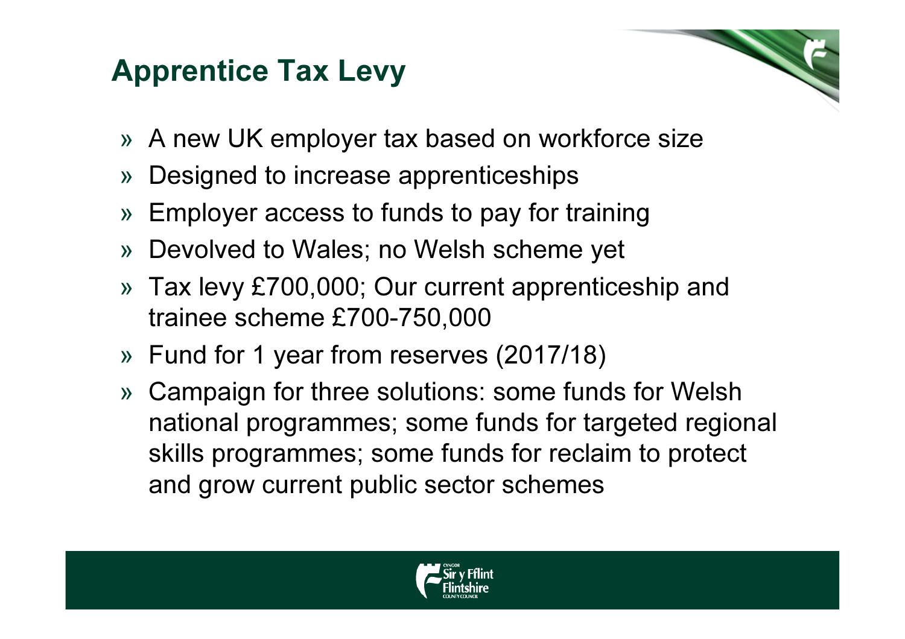# Apprentice Tax Levy

- A new UK employer tax based on workforce size
- Designed to increase apprenticeships
- Employer access to funds to pay for training
- Devolved to Wales; no Welsh scheme yet
- Tax levy £700,000; Our current apprenticeship and trainee scheme £700-750,000
- Fund for 1 year from reserves (2017/18)
- Campaign for three solutions: some funds for Welsh national programmes; some funds for targeted regional skills programmes; some funds for reclaim to protect and grow current public sector schemes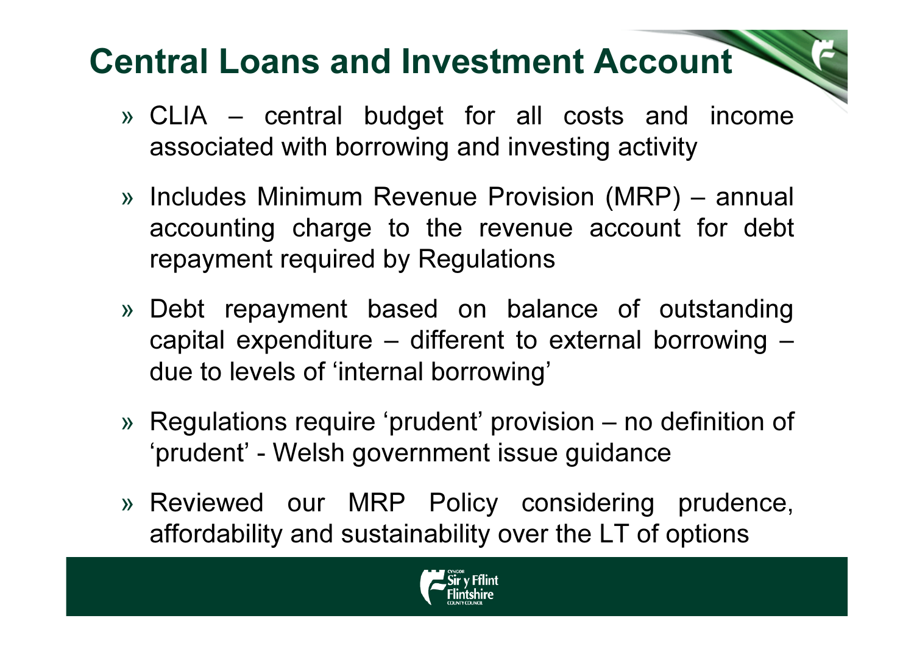# Central Loans and Investment Account

- CLIA – central budget for all costs and income associated with borrowing and investing activity
- Includes Minimum Revenue Provision (MRP) – annual accounting charge to the revenue account for debt repayment required by Regulations
- Debt repayment based on balance of outstanding capital expenditure – different to external borrowing – due to levels of 'internal borrowing'
- Regulations require 'prudent' provision – no definition of 'prudent' - Welsh government issue guidance
- Reviewed our MRP Policy considering prudence, affordability and sustainability over the LT of options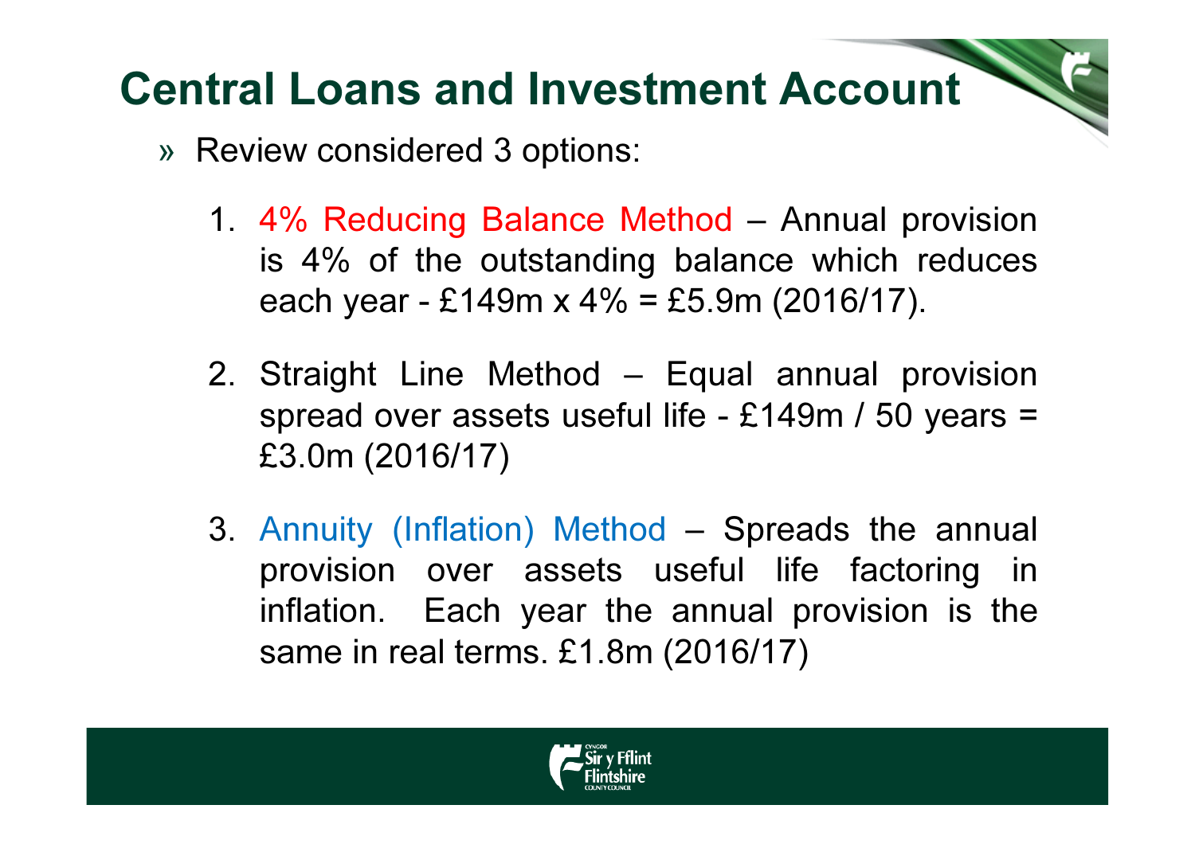# Central Loans and Investment Account

» Review considered 3 options:

1. 4% Reducing Balance Method – Annual provision is 4% of the outstanding balance which reduces each year - £149m x 4% = £5.9m (2016/17).

2. Straight Line Method – Equal annual provision spread over assets useful life - £149m / 50 years = £3.0m (2016/17)

3. Annuity (Inflation) Method – Spreads the annual provision over assets useful life factoring in inflation. Each year the annual provision is the same in real terms. £1.8m (2016/17)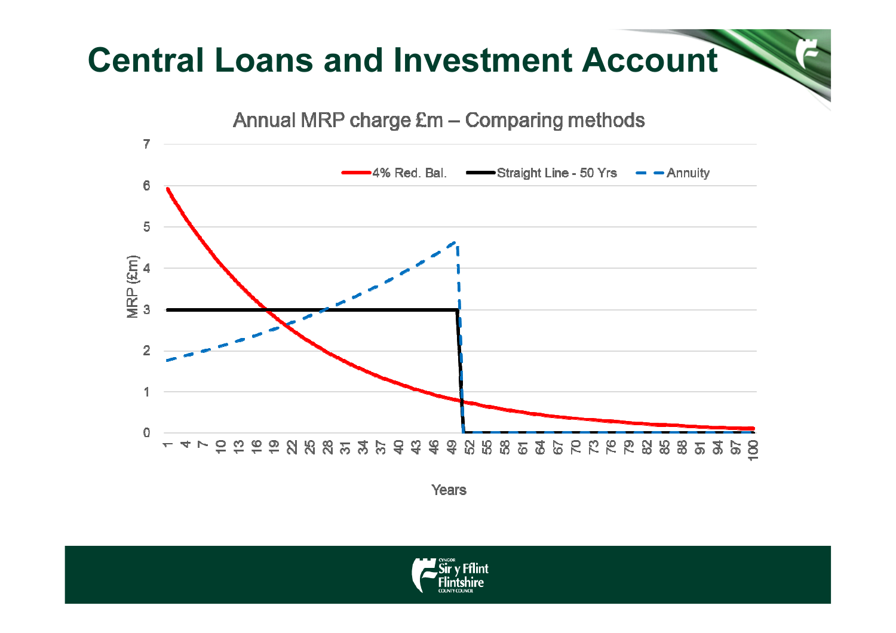# Central Loans and Investment Account

Annual MRP charge £m – Comparing methods

MRP (£m)

4% Red. Bal. | Straight Line - 50 Yrs | Annuity

Years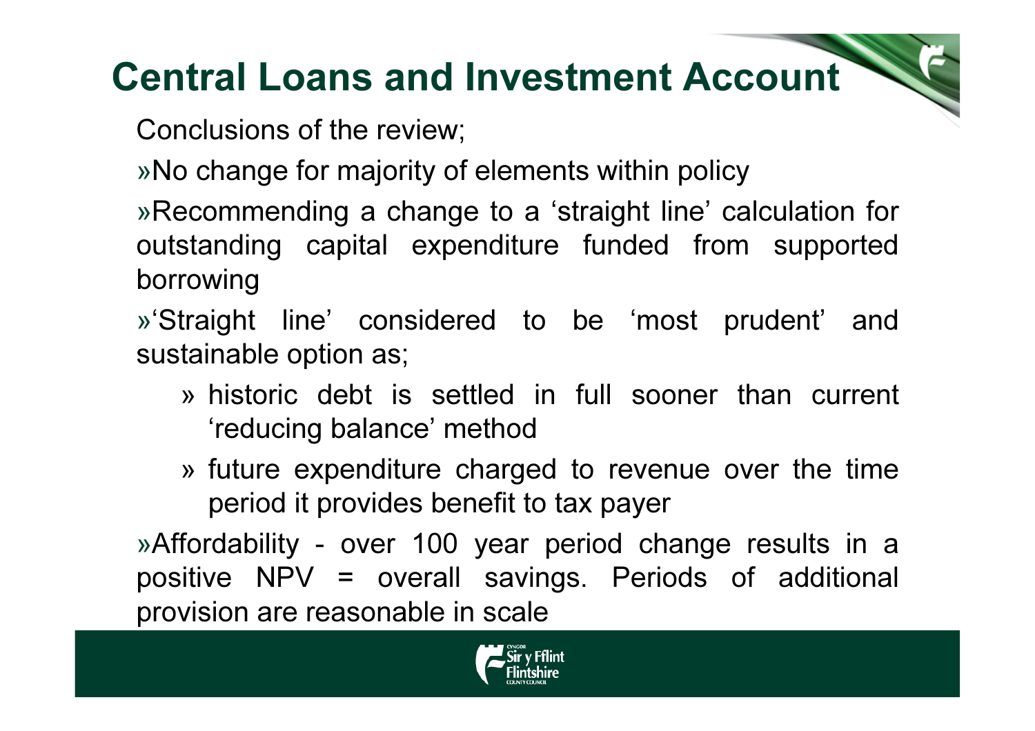# Central Loans and Investment Account

Conclusions of the review;

- No change for majority of elements within policy
- Recommending a change to a 'straight line' calculation for outstanding capital expenditure funded from supported borrowing
- 'Straight line' considered to be 'most prudent' and sustainable option as;
  - historic debt is settled in full sooner than current 'reducing balance' method
  - future expenditure charged to revenue over the time period it provides benefit to tax payer
- Affordability - over 100 year period change results in a positive NPV = overall savings. Periods of additional provision are reasonable in scale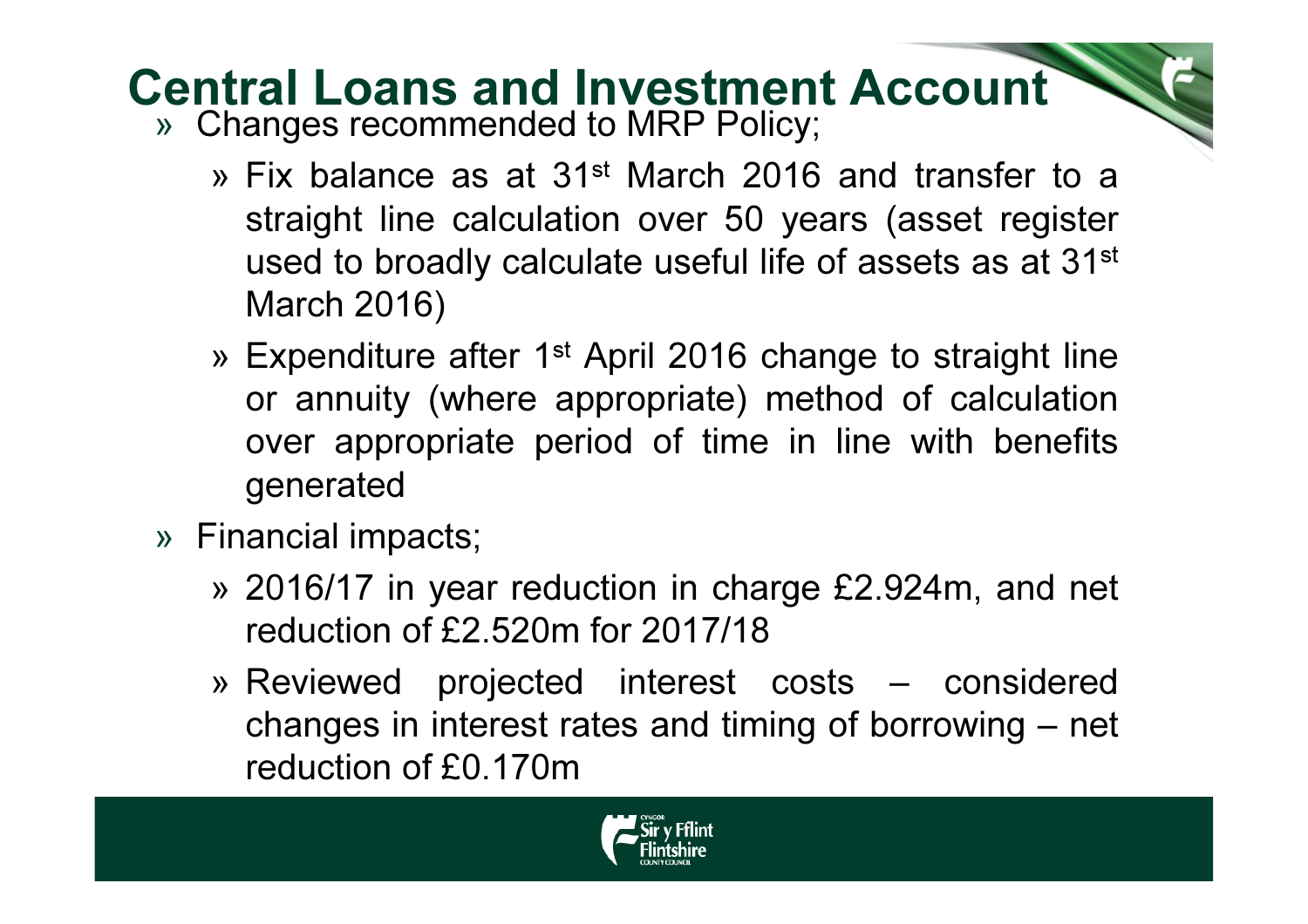# Central Loans and Investment Account

- Changes recommended to MRP Policy;
  - Fix balance as at 31st March 2016 and transfer to a straight line calculation over 50 years (asset register used to broadly calculate useful life of assets as at 31st March 2016)
  - Expenditure after 1st April 2016 change to straight line or annuity (where appropriate) method of calculation over appropriate period of time in line with benefits generated
- Financial impacts;
  - 2016/17 in year reduction in charge £2.924m, and net reduction of £2.520m for 2017/18
  - Reviewed projected interest costs – considered changes in interest rates and timing of borrowing – net reduction of £0.170m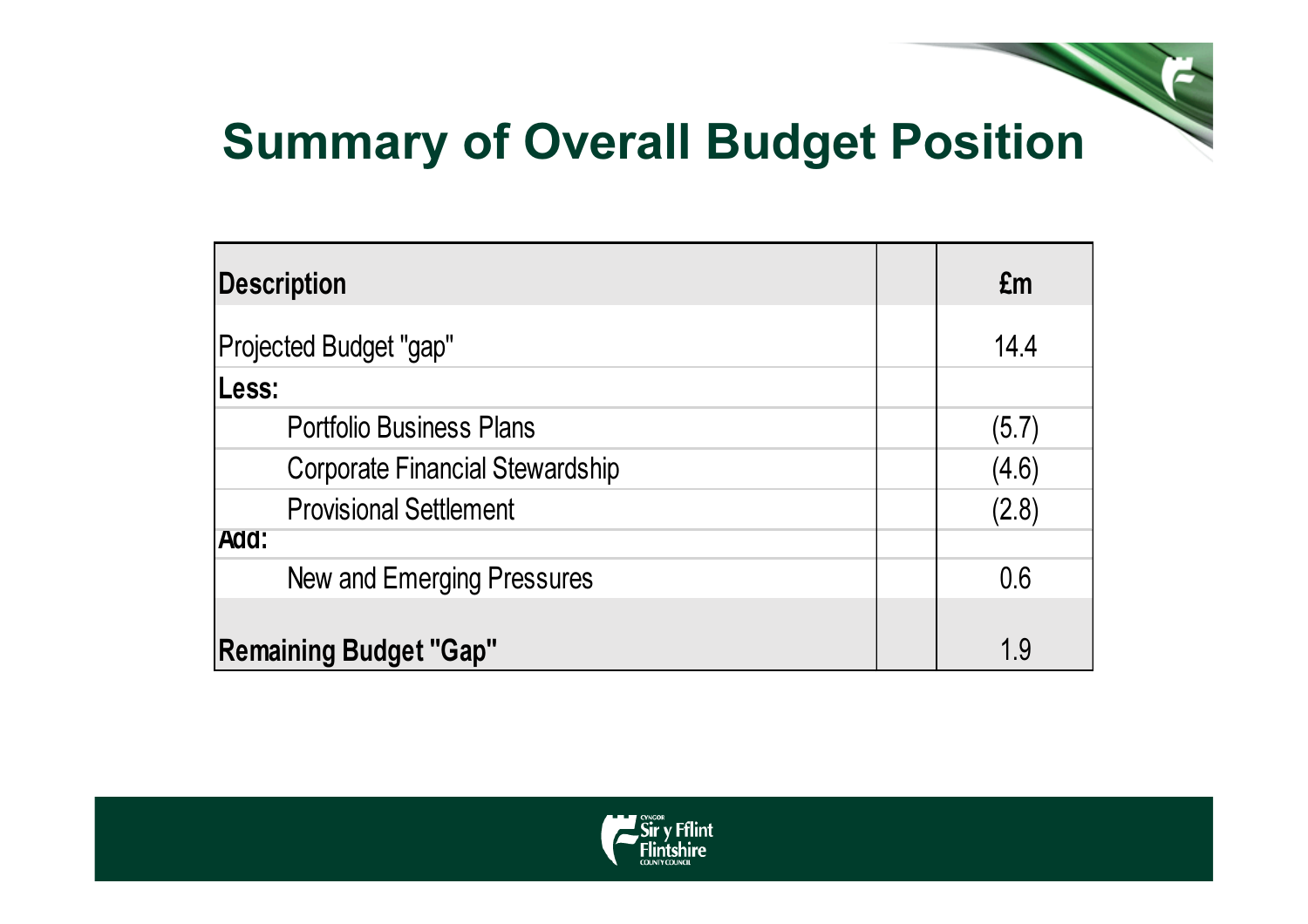# Summary of Overall Budget Position

| Description | | £m |
|---|---|---|
| Projected Budget "gap" | | 14.4 |
| **Less:** | | |
| Portfolio Business Plans | | (5.7) |
| Corporate Financial Stewardship | | (4.6) |
| Provisional Settlement | | (2.8) |
| **Add:** | | |
| New and Emerging Pressures | | 0.6 |
| **Remaining Budget "Gap"** | | 1.9 |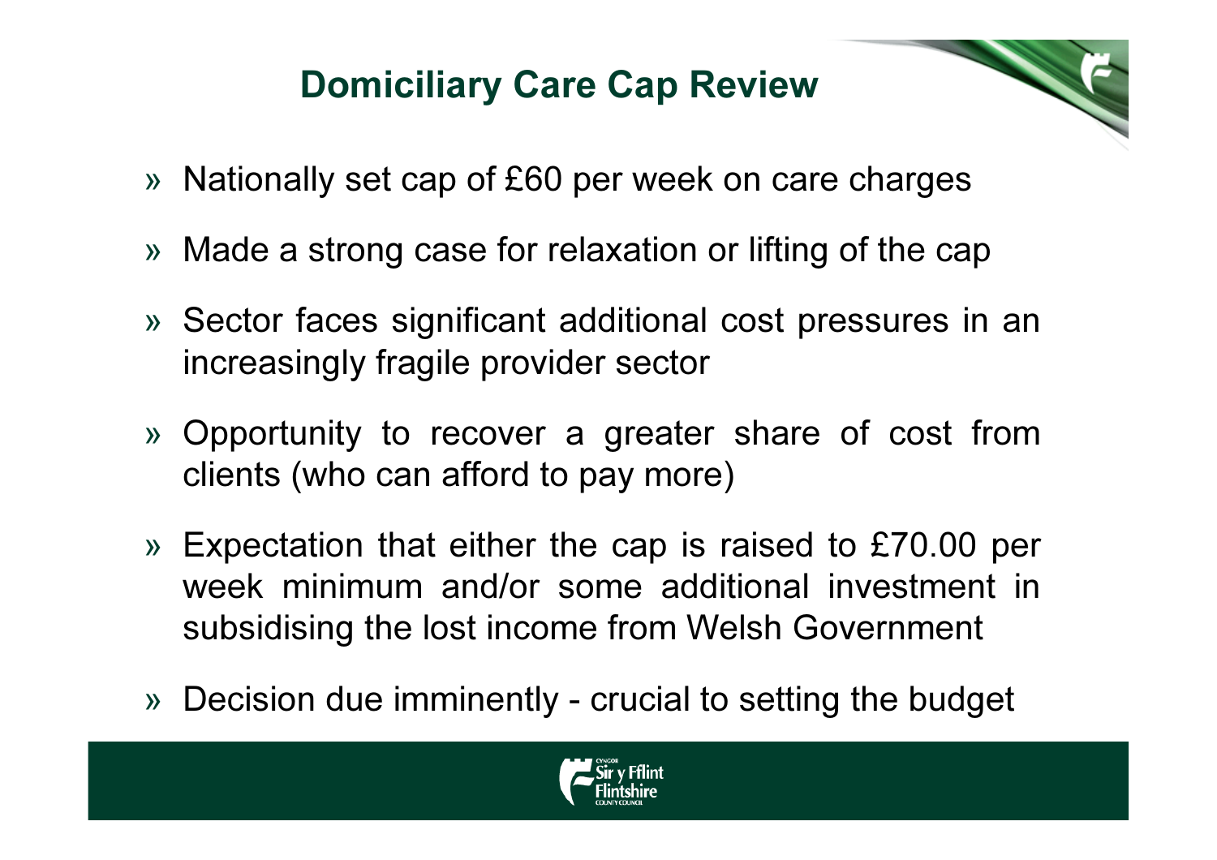# Domiciliary Care Cap Review

- Nationally set cap of £60 per week on care charges
- Made a strong case for relaxation or lifting of the cap
- Sector faces significant additional cost pressures in an increasingly fragile provider sector
- Opportunity to recover a greater share of cost from clients (who can afford to pay more)
- Expectation that either the cap is raised to £70.00 per week minimum and/or some additional investment in subsidising the lost income from Welsh Government
- Decision due imminently - crucial to setting the budget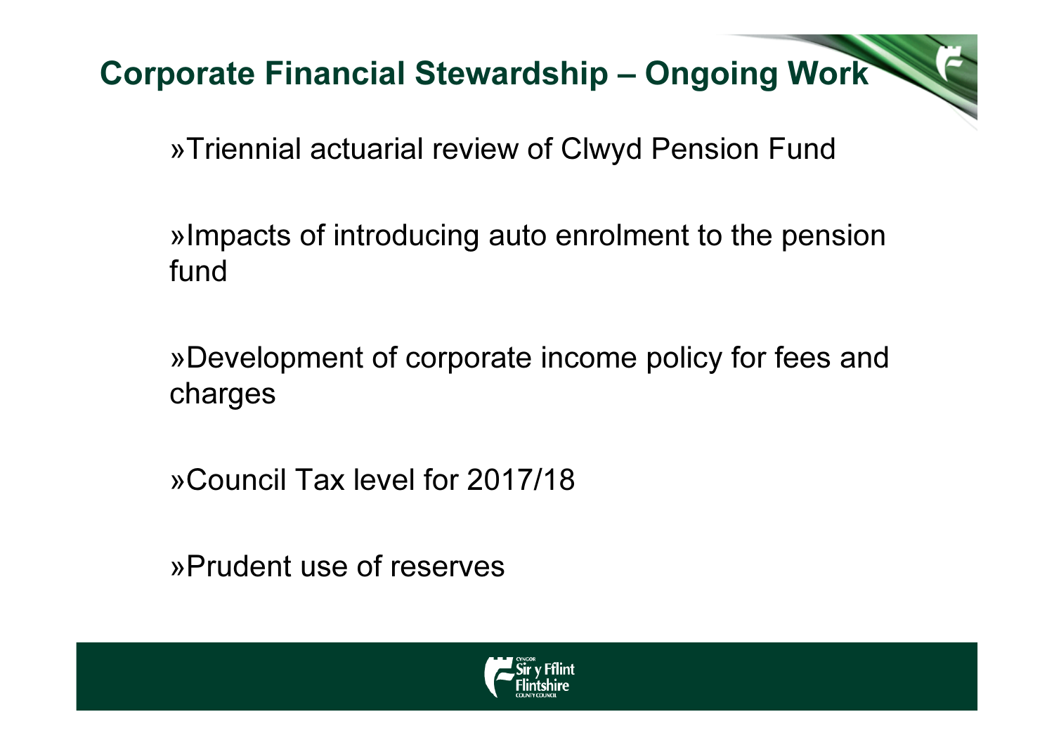# Corporate Financial Stewardship – Ongoing Work

- Triennial actuarial review of Clwyd Pension Fund

- Impacts of introducing auto enrolment to the pension fund

- Development of corporate income policy for fees and charges

- Council Tax level for 2017/18

- Prudent use of reserves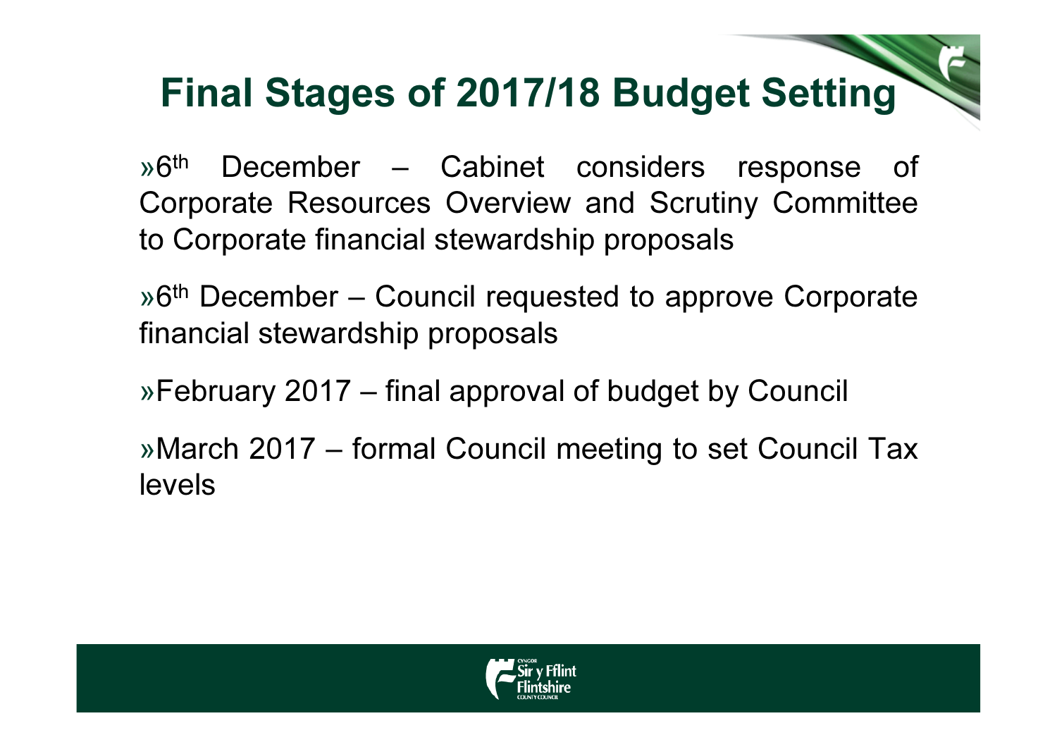# Final Stages of 2017/18 Budget Setting

»6th December – Cabinet considers response of Corporate Resources Overview and Scrutiny Committee to Corporate financial stewardship proposals

»6th December – Council requested to approve Corporate financial stewardship proposals

»February 2017 – final approval of budget by Council

»March 2017 – formal Council meeting to set Council Tax levels